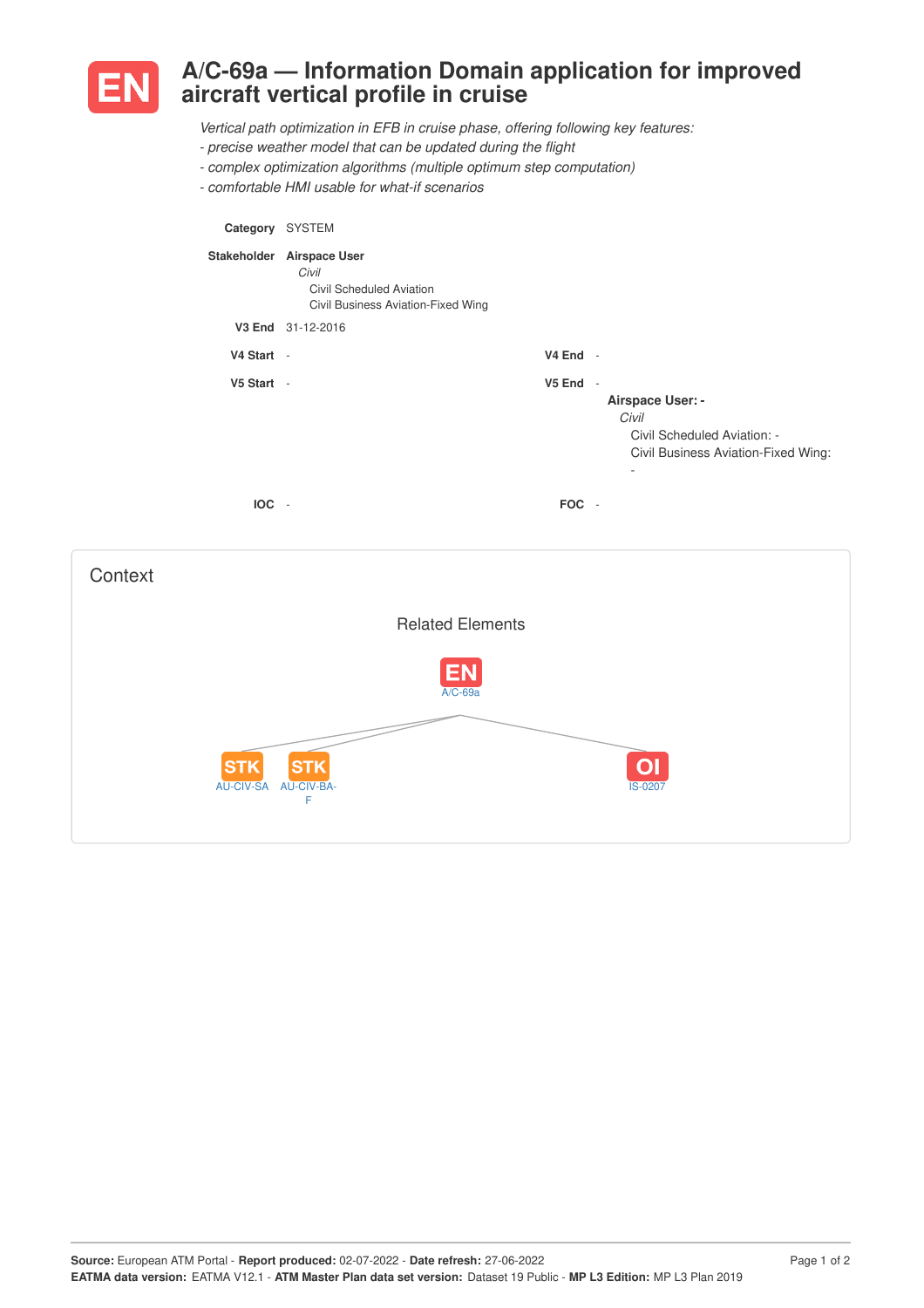# EN A/C-69a — Information Domain application for improved aircraft vertical profile in cruise

*Vertical path optimization in EFB in cruise phase, offering following key features:*
*- precise weather model that can be updated during the flight*
*- complex optimization algorithms (multiple optimum step computation)*
*- comfortable HMI usable for what-if scenarios*

**Category** SYSTEM

**Stakeholder** **Airspace User**
*Civil*
Civil Scheduled Aviation
Civil Business Aviation-Fixed Wing

**V3 End** 31-12-2016

**V4 Start** -

**V4 End** -

**V5 Start** -

**V5 End** -

**Airspace User: -**
*Civil*
Civil Scheduled Aviation: -
Civil Business Aviation-Fixed Wing: -

**IOC** -

**FOC** -

## Context

Related Elements

EN A/C-69a

STK AU-CIV-SA

STK AU-CIV-BA-F

OI IS-0207

**Source:** European ATM Portal - **Report produced:** 02-07-2022 - **Date refresh:** 27-06-2022
**EATMA data version:** EATMA V12.1 - **ATM Master Plan data set version:** Dataset 19 Public - **MP L3 Edition:** MP L3 Plan 2019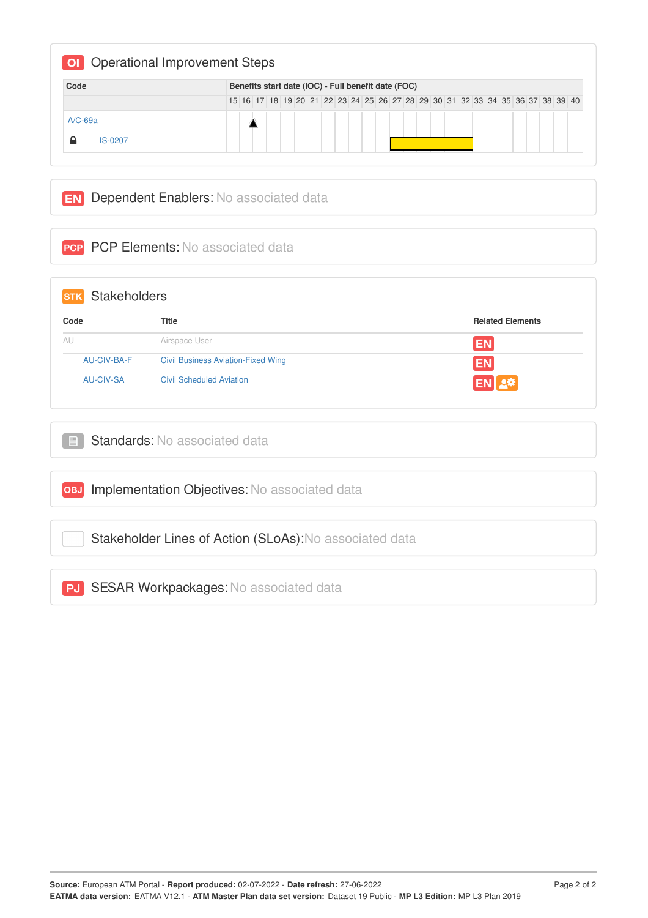## OI Operational Improvement Steps

| Code | Benefits start date (IOC) - Full benefit date (FOC) |
|---|---|
| | 15 16 17 18 19 20 21 22 23 24 25 26 27 28 29 30 31 32 33 34 35 36 37 38 39 40 |
| A/C-69a | |
| IS-0207 | |

## EN Dependent Enablers: No associated data

## PCP PCP Elements: No associated data

## STK Stakeholders

| Code | Title | Related Elements |
|---|---|---|
| AU | Airspace User | EN |
| AU-CIV-BA-F | Civil Business Aviation-Fixed Wing | EN |
| AU-CIV-SA | Civil Scheduled Aviation | EN |

## Standards: No associated data

## OBJ Implementation Objectives: No associated data

## Stakeholder Lines of Action (SLoAs): No associated data

## PJ SESAR Workpackages: No associated data

**Source:** European ATM Portal - **Report produced:** 02-07-2022 - **Date refresh:** 27-06-2022
**EATMA data version:** EATMA V12.1 - **ATM Master Plan data set version:** Dataset 19 Public - **MP L3 Edition:** MP L3 Plan 2019